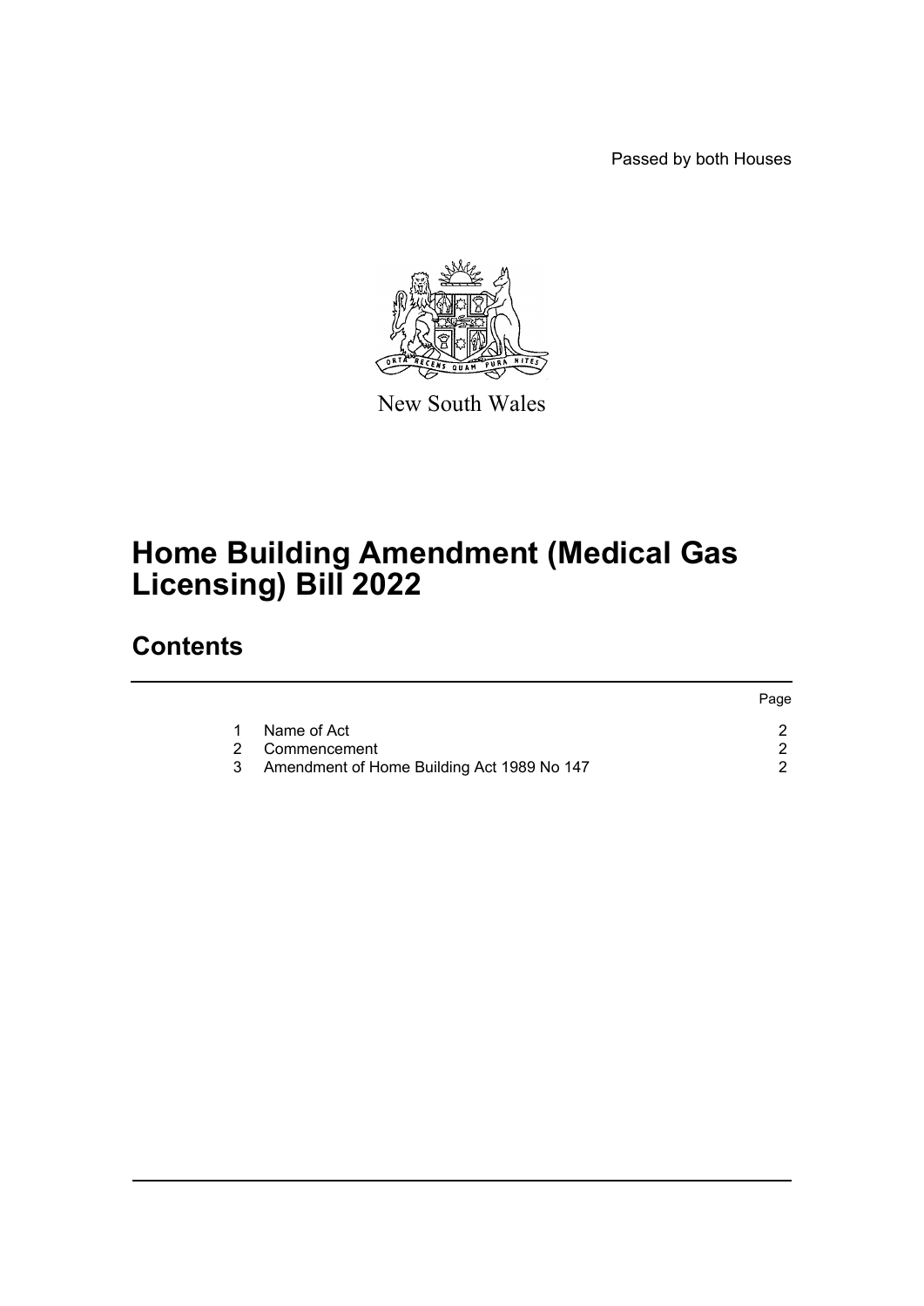Passed by both Houses

New South Wales

# Home Building Amendment (Medical Gas Licensing) Bill 2022

## Contents

| | | Page |
|---|---|---|
| 1 | Name of Act | 2 |
| 2 | Commencement | 2 |
| 3 | Amendment of Home Building Act 1989 No 147 | 2 |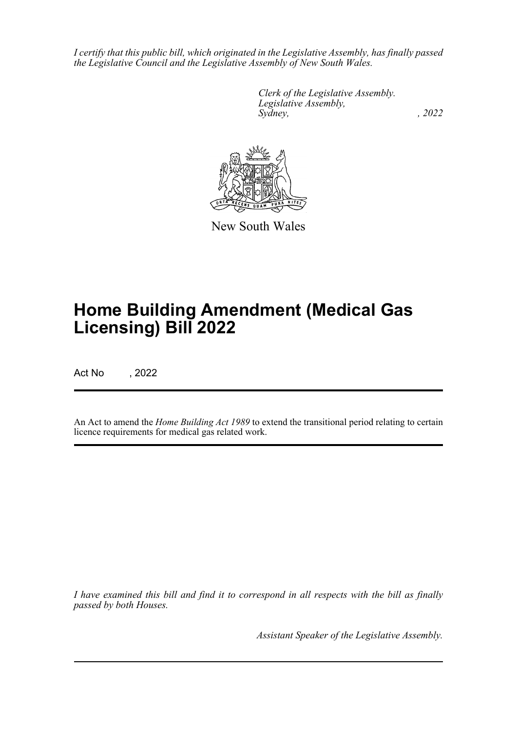*I certify that this public bill, which originated in the Legislative Assembly, has finally passed the Legislative Council and the Legislative Assembly of New South Wales.*

*Clerk of the Legislative Assembly.*
*Legislative Assembly,*
*Sydney, , 2022*

New South Wales

# Home Building Amendment (Medical Gas Licensing) Bill 2022

Act No , 2022

An Act to amend the *Home Building Act 1989* to extend the transitional period relating to certain licence requirements for medical gas related work.

*I have examined this bill and find it to correspond in all respects with the bill as finally passed by both Houses.*

*Assistant Speaker of the Legislative Assembly.*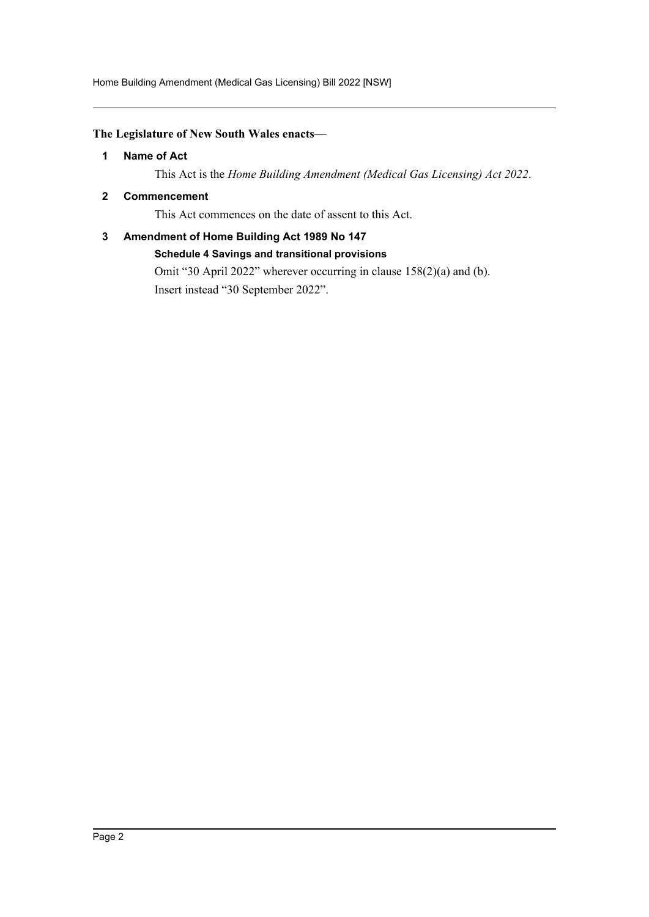**The Legislature of New South Wales enacts—**

### 1 Name of Act

This Act is the *Home Building Amendment (Medical Gas Licensing) Act 2022*.

### 2 Commencement

This Act commences on the date of assent to this Act.

### 3 Amendment of Home Building Act 1989 No 147

#### Schedule 4 Savings and transitional provisions

Omit "30 April 2022" wherever occurring in clause 158(2)(a) and (b).

Insert instead "30 September 2022".